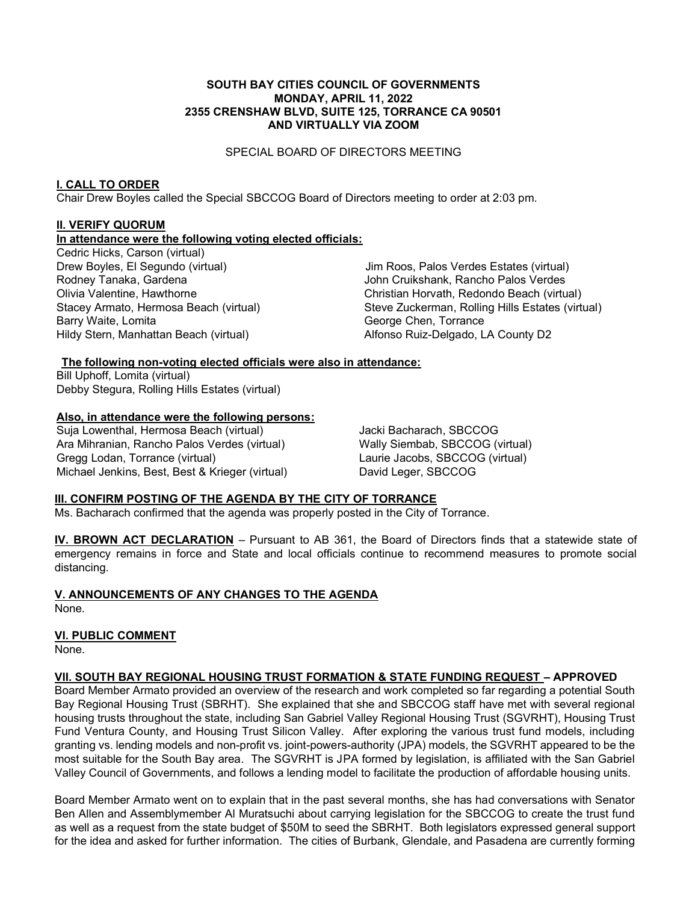**SOUTH BAY CITIES COUNCIL OF GOVERNMENTS**
**MONDAY, APRIL 11, 2022**
**2355 CRENSHAW BLVD, SUITE 125, TORRANCE CA 90501**
**AND VIRTUALLY VIA ZOOM**

SPECIAL BOARD OF DIRECTORS MEETING

## I. CALL TO ORDER

Chair Drew Boyles called the Special SBCCOG Board of Directors meeting to order at 2:03 pm.

## II. VERIFY QUORUM

**In attendance were the following voting elected officials:**

Cedric Hicks, Carson (virtual)
Drew Boyles, El Segundo (virtual)
Rodney Tanaka, Gardena
Olivia Valentine, Hawthorne
Stacey Armato, Hermosa Beach (virtual)
Barry Waite, Lomita
Hildy Stern, Manhattan Beach (virtual)
Jim Roos, Palos Verdes Estates (virtual)
John Cruikshank, Rancho Palos Verdes
Christian Horvath, Redondo Beach (virtual)
Steve Zuckerman, Rolling Hills Estates (virtual)
George Chen, Torrance
Alfonso Ruiz-Delgado, LA County D2

**The following non-voting elected officials were also in attendance:**

Bill Uphoff, Lomita (virtual)
Debby Stegura, Rolling Hills Estates (virtual)

**Also, in attendance were the following persons:**

Suja Lowenthal, Hermosa Beach (virtual)
Ara Mihranian, Rancho Palos Verdes (virtual)
Gregg Lodan, Torrance (virtual)
Michael Jenkins, Best, Best & Krieger (virtual)
Jacki Bacharach, SBCCOG
Wally Siembab, SBCCOG (virtual)
Laurie Jacobs, SBCCOG (virtual)
David Leger, SBCCOG

## III. CONFIRM POSTING OF THE AGENDA BY THE CITY OF TORRANCE

Ms. Bacharach confirmed that the agenda was properly posted in the City of Torrance.

**IV. BROWN ACT DECLARATION** – Pursuant to AB 361, the Board of Directors finds that a statewide state of emergency remains in force and State and local officials continue to recommend measures to promote social distancing.

## V. ANNOUNCEMENTS OF ANY CHANGES TO THE AGENDA

None.

## VI. PUBLIC COMMENT

None.

## VII. SOUTH BAY REGIONAL HOUSING TRUST FORMATION & STATE FUNDING REQUEST – APPROVED

Board Member Armato provided an overview of the research and work completed so far regarding a potential South Bay Regional Housing Trust (SBRHT). She explained that she and SBCCOG staff have met with several regional housing trusts throughout the state, including San Gabriel Valley Regional Housing Trust (SGVRHT), Housing Trust Fund Ventura County, and Housing Trust Silicon Valley. After exploring the various trust fund models, including granting vs. lending models and non-profit vs. joint-powers-authority (JPA) models, the SGVRHT appeared to be the most suitable for the South Bay area. The SGVRHT is JPA formed by legislation, is affiliated with the San Gabriel Valley Council of Governments, and follows a lending model to facilitate the production of affordable housing units.

Board Member Armato went on to explain that in the past several months, she has had conversations with Senator Ben Allen and Assemblymember Al Muratsuchi about carrying legislation for the SBCCOG to create the trust fund as well as a request from the state budget of $50M to seed the SBRHT. Both legislators expressed general support for the idea and asked for further information. The cities of Burbank, Glendale, and Pasadena are currently forming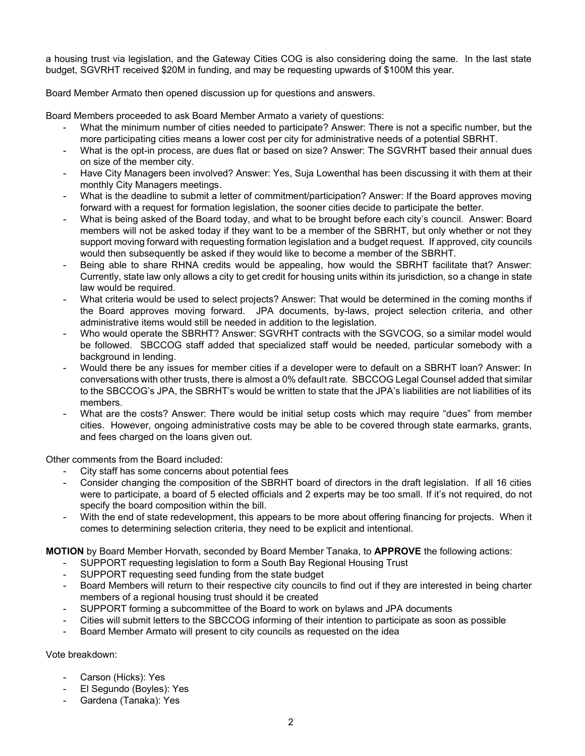a housing trust via legislation, and the Gateway Cities COG is also considering doing the same. In the last state budget, SGVRHT received $20M in funding, and may be requesting upwards of $100M this year.

Board Member Armato then opened discussion up for questions and answers.

Board Members proceeded to ask Board Member Armato a variety of questions:

- What the minimum number of cities needed to participate? Answer: There is not a specific number, but the more participating cities means a lower cost per city for administrative needs of a potential SBRHT.
- What is the opt-in process, are dues flat or based on size? Answer: The SGVRHT based their annual dues on size of the member city.
- Have City Managers been involved? Answer: Yes, Suja Lowenthal has been discussing it with them at their monthly City Managers meetings.
- What is the deadline to submit a letter of commitment/participation? Answer: If the Board approves moving forward with a request for formation legislation, the sooner cities decide to participate the better.
- What is being asked of the Board today, and what to be brought before each city's council. Answer: Board members will not be asked today if they want to be a member of the SBRHT, but only whether or not they support moving forward with requesting formation legislation and a budget request. If approved, city councils would then subsequently be asked if they would like to become a member of the SBRHT.
- Being able to share RHNA credits would be appealing, how would the SBRHT facilitate that? Answer: Currently, state law only allows a city to get credit for housing units within its jurisdiction, so a change in state law would be required.
- What criteria would be used to select projects? Answer: That would be determined in the coming months if the Board approves moving forward. JPA documents, by-laws, project selection criteria, and other administrative items would still be needed in addition to the legislation.
- Who would operate the SBRHT? Answer: SGVRHT contracts with the SGVCOG, so a similar model would be followed. SBCCOG staff added that specialized staff would be needed, particular somebody with a background in lending.
- Would there be any issues for member cities if a developer were to default on a SBRHT loan? Answer: In conversations with other trusts, there is almost a 0% default rate. SBCCOG Legal Counsel added that similar to the SBCCOG's JPA, the SBRHT's would be written to state that the JPA's liabilities are not liabilities of its members.
- What are the costs? Answer: There would be initial setup costs which may require "dues" from member cities. However, ongoing administrative costs may be able to be covered through state earmarks, grants, and fees charged on the loans given out.

Other comments from the Board included:

- City staff has some concerns about potential fees
- Consider changing the composition of the SBRHT board of directors in the draft legislation. If all 16 cities were to participate, a board of 5 elected officials and 2 experts may be too small. If it's not required, do not specify the board composition within the bill.
- With the end of state redevelopment, this appears to be more about offering financing for projects. When it comes to determining selection criteria, they need to be explicit and intentional.

**MOTION** by Board Member Horvath, seconded by Board Member Tanaka, to **APPROVE** the following actions:

- SUPPORT requesting legislation to form a South Bay Regional Housing Trust
- SUPPORT requesting seed funding from the state budget
- Board Members will return to their respective city councils to find out if they are interested in being charter members of a regional housing trust should it be created
- SUPPORT forming a subcommittee of the Board to work on bylaws and JPA documents
- Cities will submit letters to the SBCCOG informing of their intention to participate as soon as possible
- Board Member Armato will present to city councils as requested on the idea

Vote breakdown:

- Carson (Hicks): Yes
- El Segundo (Boyles): Yes
- Gardena (Tanaka): Yes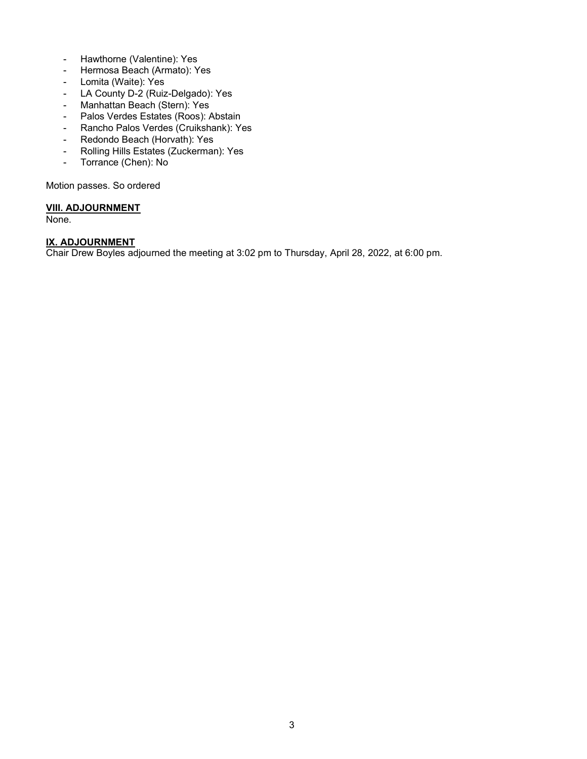- Hawthorne (Valentine): Yes
- Hermosa Beach (Armato): Yes
- Lomita (Waite): Yes
- LA County D-2 (Ruiz-Delgado): Yes
- Manhattan Beach (Stern): Yes
- Palos Verdes Estates (Roos): Abstain
- Rancho Palos Verdes (Cruikshank): Yes
- Redondo Beach (Horvath): Yes
- Rolling Hills Estates (Zuckerman): Yes
- Torrance (Chen): No

Motion passes. So ordered

**VIII. ADJOURNMENT**

None.

**IX. ADJOURNMENT**

Chair Drew Boyles adjourned the meeting at 3:02 pm to Thursday, April 28, 2022, at 6:00 pm.